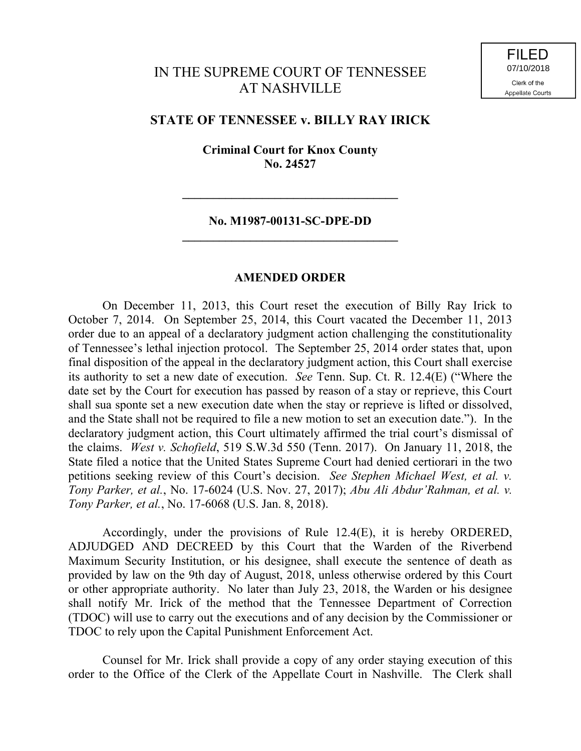FILED
07/10/2018
Clerk of the Appellate Courts

# IN THE SUPREME COURT OF TENNESSEE AT NASHVILLE

## STATE OF TENNESSEE v. BILLY RAY IRICK

**Criminal Court for Knox County**
**No. 24527**

---

**No. M1987-00131-SC-DPE-DD**

---

### AMENDED ORDER

On December 11, 2013, this Court reset the execution of Billy Ray Irick to October 7, 2014. On September 25, 2014, this Court vacated the December 11, 2013 order due to an appeal of a declaratory judgment action challenging the constitutionality of Tennessee's lethal injection protocol. The September 25, 2014 order states that, upon final disposition of the appeal in the declaratory judgment action, this Court shall exercise its authority to set a new date of execution. *See* Tenn. Sup. Ct. R. 12.4(E) ("Where the date set by the Court for execution has passed by reason of a stay or reprieve, this Court shall sua sponte set a new execution date when the stay or reprieve is lifted or dissolved, and the State shall not be required to file a new motion to set an execution date."). In the declaratory judgment action, this Court ultimately affirmed the trial court's dismissal of the claims. *West v. Schofield*, 519 S.W.3d 550 (Tenn. 2017). On January 11, 2018, the State filed a notice that the United States Supreme Court had denied certiorari in the two petitions seeking review of this Court's decision. *See Stephen Michael West, et al. v. Tony Parker, et al.*, No. 17-6024 (U.S. Nov. 27, 2017); *Abu Ali Abdur'Rahman, et al. v. Tony Parker, et al.*, No. 17-6068 (U.S. Jan. 8, 2018).

Accordingly, under the provisions of Rule 12.4(E), it is hereby ORDERED, ADJUDGED AND DECREED by this Court that the Warden of the Riverbend Maximum Security Institution, or his designee, shall execute the sentence of death as provided by law on the 9th day of August, 2018, unless otherwise ordered by this Court or other appropriate authority. No later than July 23, 2018, the Warden or his designee shall notify Mr. Irick of the method that the Tennessee Department of Correction (TDOC) will use to carry out the executions and of any decision by the Commissioner or TDOC to rely upon the Capital Punishment Enforcement Act.

Counsel for Mr. Irick shall provide a copy of any order staying execution of this order to the Office of the Clerk of the Appellate Court in Nashville. The Clerk shall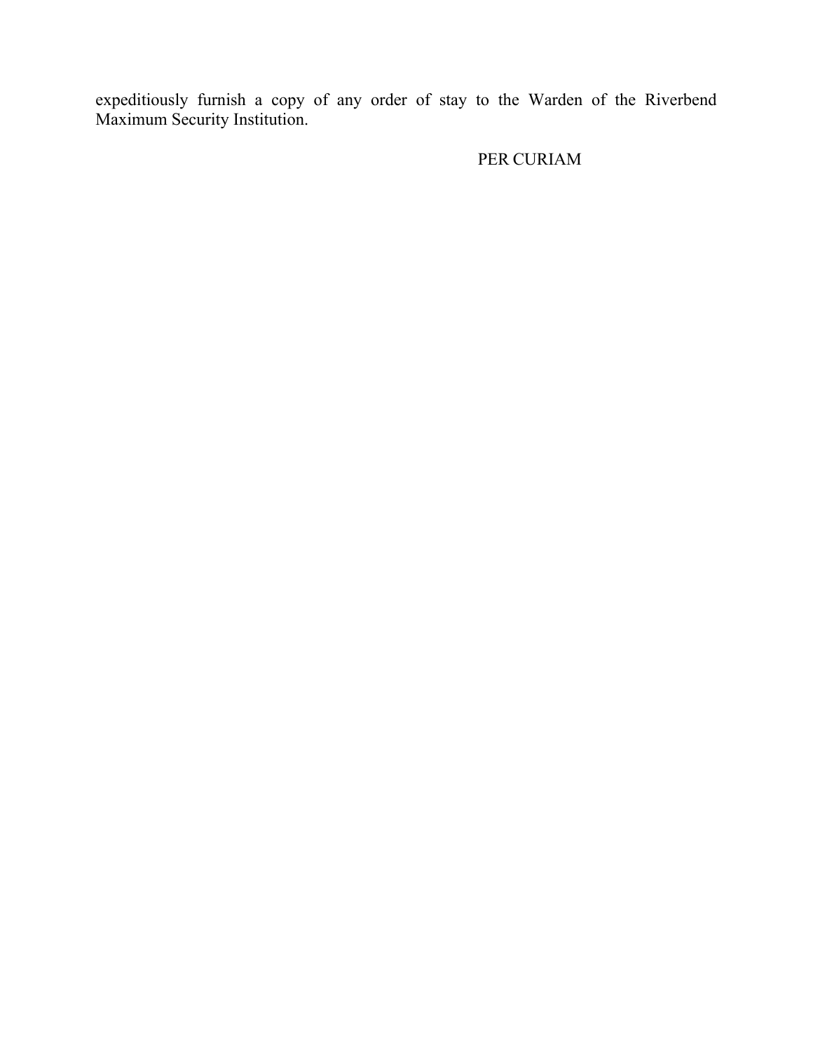expeditiously furnish a copy of any order of stay to the Warden of the Riverbend Maximum Security Institution.

PER CURIAM